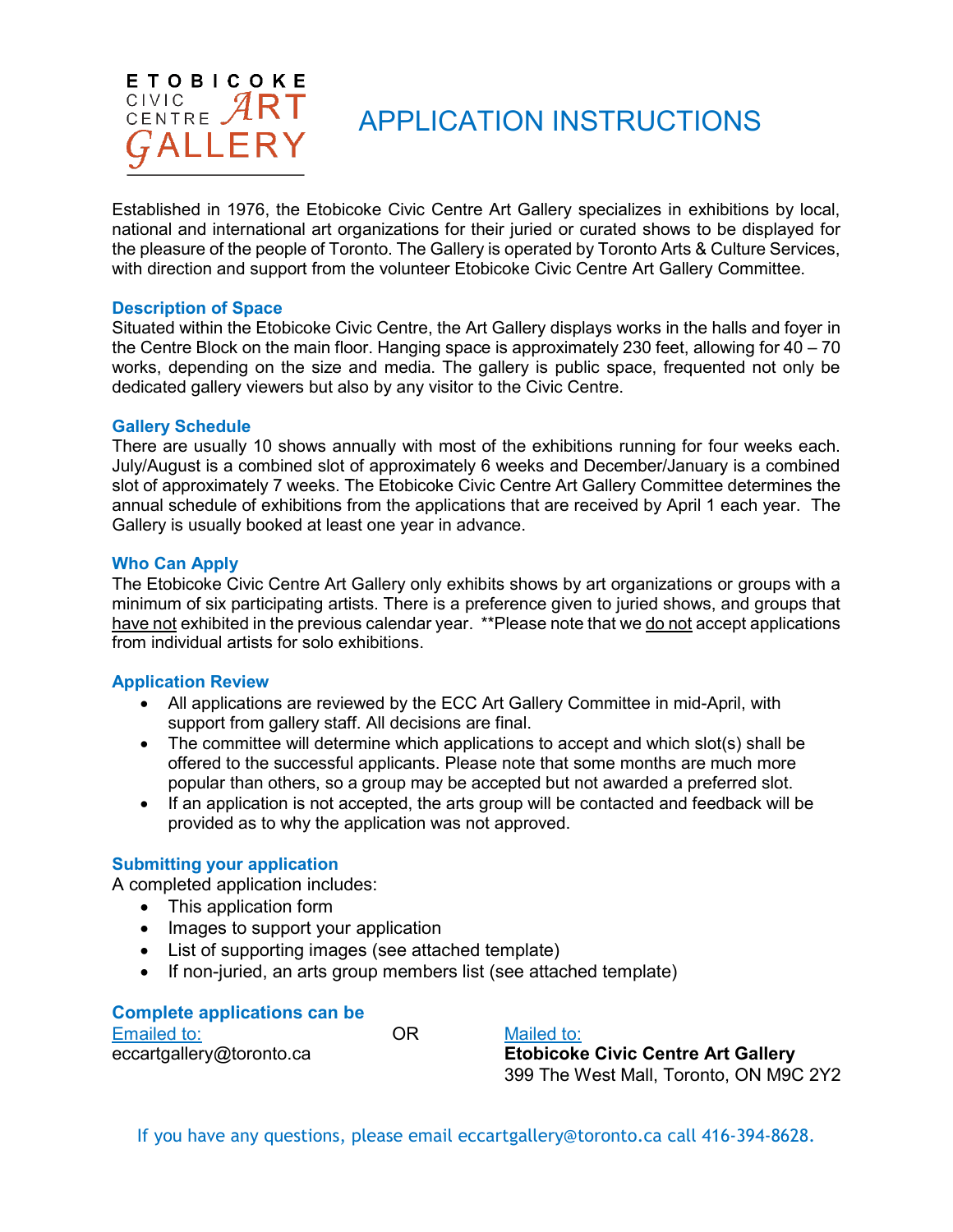ETOBICOKE CIVIC CENTRE ART GALLERY

# APPLICATION INSTRUCTIONS

Established in 1976, the Etobicoke Civic Centre Art Gallery specializes in exhibitions by local, national and international art organizations for their juried or curated shows to be displayed for the pleasure of the people of Toronto. The Gallery is operated by Toronto Arts & Culture Services, with direction and support from the volunteer Etobicoke Civic Centre Art Gallery Committee.

## Description of Space

Situated within the Etobicoke Civic Centre, the Art Gallery displays works in the halls and foyer in the Centre Block on the main floor. Hanging space is approximately 230 feet, allowing for 40 – 70 works, depending on the size and media. The gallery is public space, frequented not only be dedicated gallery viewers but also by any visitor to the Civic Centre.

## Gallery Schedule

There are usually 10 shows annually with most of the exhibitions running for four weeks each. July/August is a combined slot of approximately 6 weeks and December/January is a combined slot of approximately 7 weeks. The Etobicoke Civic Centre Art Gallery Committee determines the annual schedule of exhibitions from the applications that are received by April 1 each year. The Gallery is usually booked at least one year in advance.

## Who Can Apply

The Etobicoke Civic Centre Art Gallery only exhibits shows by art organizations or groups with a minimum of six participating artists. There is a preference given to juried shows, and groups that have not exhibited in the previous calendar year. **Please note that we do not accept applications from individual artists for solo exhibitions.

## Application Review

- All applications are reviewed by the ECC Art Gallery Committee in mid-April, with support from gallery staff. All decisions are final.
- The committee will determine which applications to accept and which slot(s) shall be offered to the successful applicants. Please note that some months are much more popular than others, so a group may be accepted but not awarded a preferred slot.
- If an application is not accepted, the arts group will be contacted and feedback will be provided as to why the application was not approved.

## Submitting your application

A completed application includes:

- This application form
- Images to support your application
- List of supporting images (see attached template)
- If non-juried, an arts group members list (see attached template)

## Complete applications can be

Emailed to:
eccartgallery@toronto.ca

OR

Mailed to:
**Etobicoke Civic Centre Art Gallery**
399 The West Mall, Toronto, ON M9C 2Y2

If you have any questions, please email eccartgallery@toronto.ca call 416-394-8628.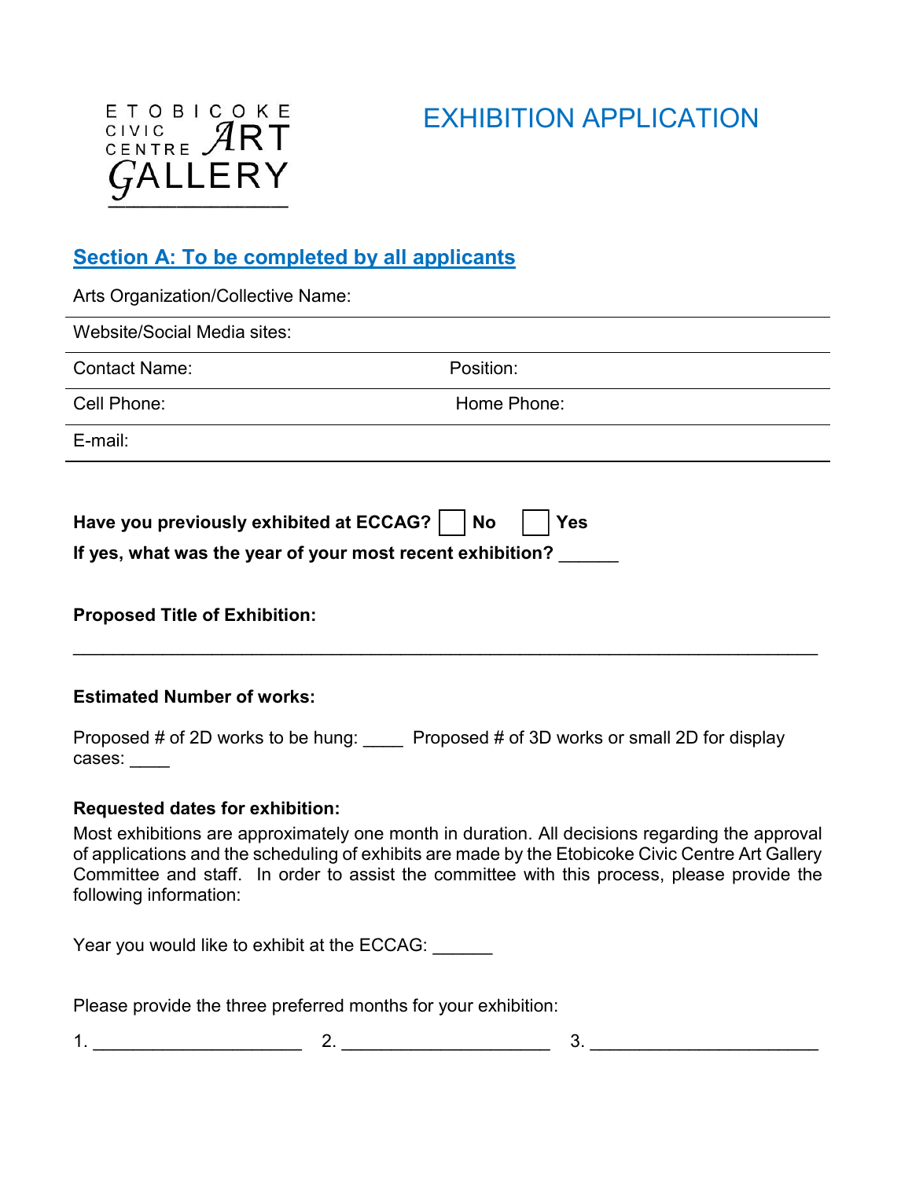ETOBICOKE CIVIC CENTRE ART GALLERY

# EXHIBITION APPLICATION

## Section A: To be completed by all applicants

Arts Organization/Collective Name:

Website/Social Media sites:

Contact Name: Position:

Cell Phone: Home Phone:

E-mail:

**Have you previously exhibited at ECCAG?** ☐ **No** ☐ **Yes**

**If yes, what was the year of your most recent exhibition?** ______

**Proposed Title of Exhibition:**

___________________________________________________________________________

**Estimated Number of works:**

Proposed # of 2D works to be hung: ____ Proposed # of 3D works or small 2D for display cases: ____

**Requested dates for exhibition:**

Most exhibitions are approximately one month in duration. All decisions regarding the approval of applications and the scheduling of exhibits are made by the Etobicoke Civic Centre Art Gallery Committee and staff. In order to assist the committee with this process, please provide the following information:

Year you would like to exhibit at the ECCAG: ______

Please provide the three preferred months for your exhibition:

1. ____________________ 2. ____________________ 3. ______________________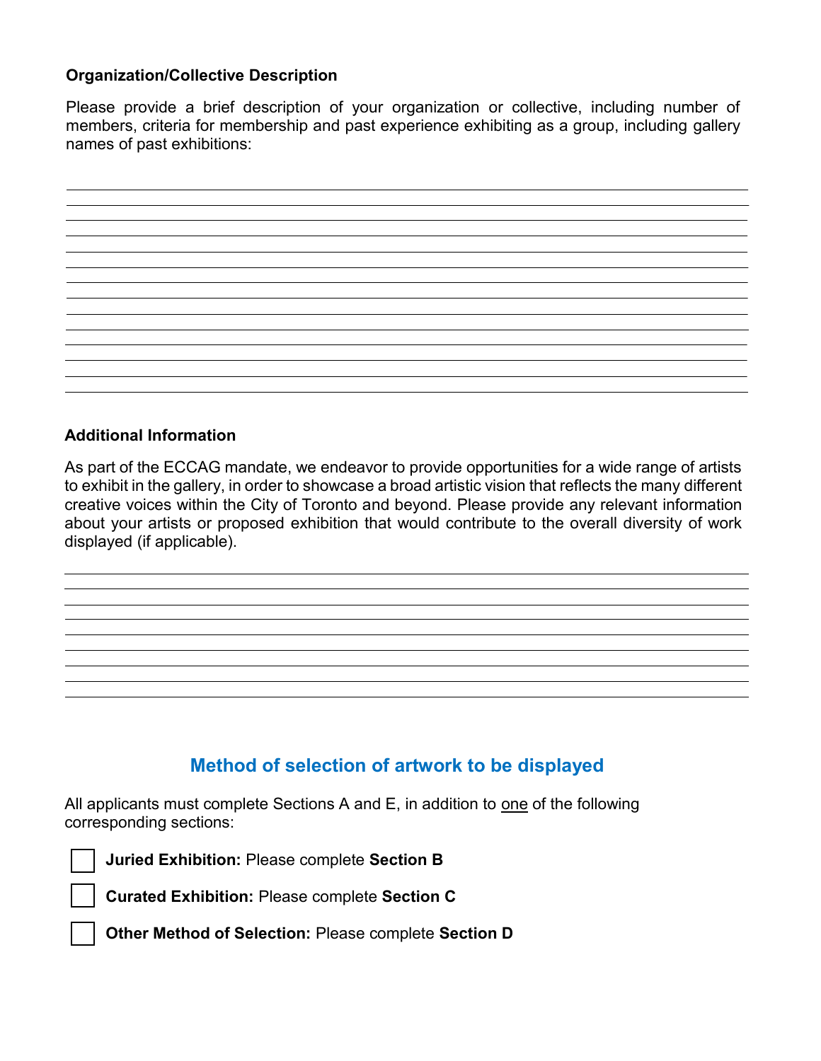**Organization/Collective Description**

Please provide a brief description of your organization or collective, including number of members, criteria for membership and past experience exhibiting as a group, including gallery names of past exhibitions:

**Additional Information**

As part of the ECCAG mandate, we endeavor to provide opportunities for a wide range of artists to exhibit in the gallery, in order to showcase a broad artistic vision that reflects the many different creative voices within the City of Toronto and beyond. Please provide any relevant information about your artists or proposed exhibition that would contribute to the overall diversity of work displayed (if applicable).

## Method of selection of artwork to be displayed

All applicants must complete Sections A and E, in addition to one of the following corresponding sections:

- ☐ **Juried Exhibition:** Please complete **Section B**
- ☐ **Curated Exhibition:** Please complete **Section C**
- ☐ **Other Method of Selection:** Please complete **Section D**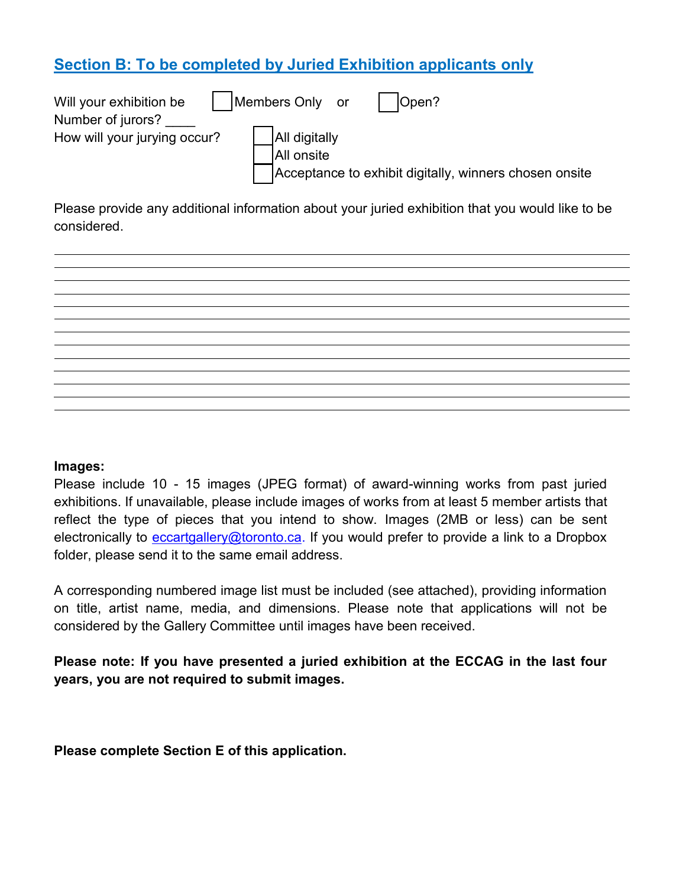## Section B: To be completed by Juried Exhibition applicants only

Will your exhibition be ☐ Members Only or ☐ Open?

Number of jurors? ____

How will your jurying occur?
- ☐ All digitally
- ☐ All onsite
- ☐ Acceptance to exhibit digitally, winners chosen onsite

Please provide any additional information about your juried exhibition that you would like to be considered.

______________________________________________________________________________
______________________________________________________________________________
______________________________________________________________________________
______________________________________________________________________________
______________________________________________________________________________
______________________________________________________________________________
______________________________________________________________________________
______________________________________________________________________________
______________________________________________________________________________
______________________________________________________________________________
______________________________________________________________________________
______________________________________________________________________________
______________________________________________________________________________

**Images:**
Please include 10 - 15 images (JPEG format) of award-winning works from past juried exhibitions. If unavailable, please include images of works from at least 5 member artists that reflect the type of pieces that you intend to show. Images (2MB or less) can be sent electronically to eccartgallery@toronto.ca. If you would prefer to provide a link to a Dropbox folder, please send it to the same email address.

A corresponding numbered image list must be included (see attached), providing information on title, artist name, media, and dimensions. Please note that applications will not be considered by the Gallery Committee until images have been received.

**Please note: If you have presented a juried exhibition at the ECCAG in the last four years, you are not required to submit images.**

**Please complete Section E of this application.**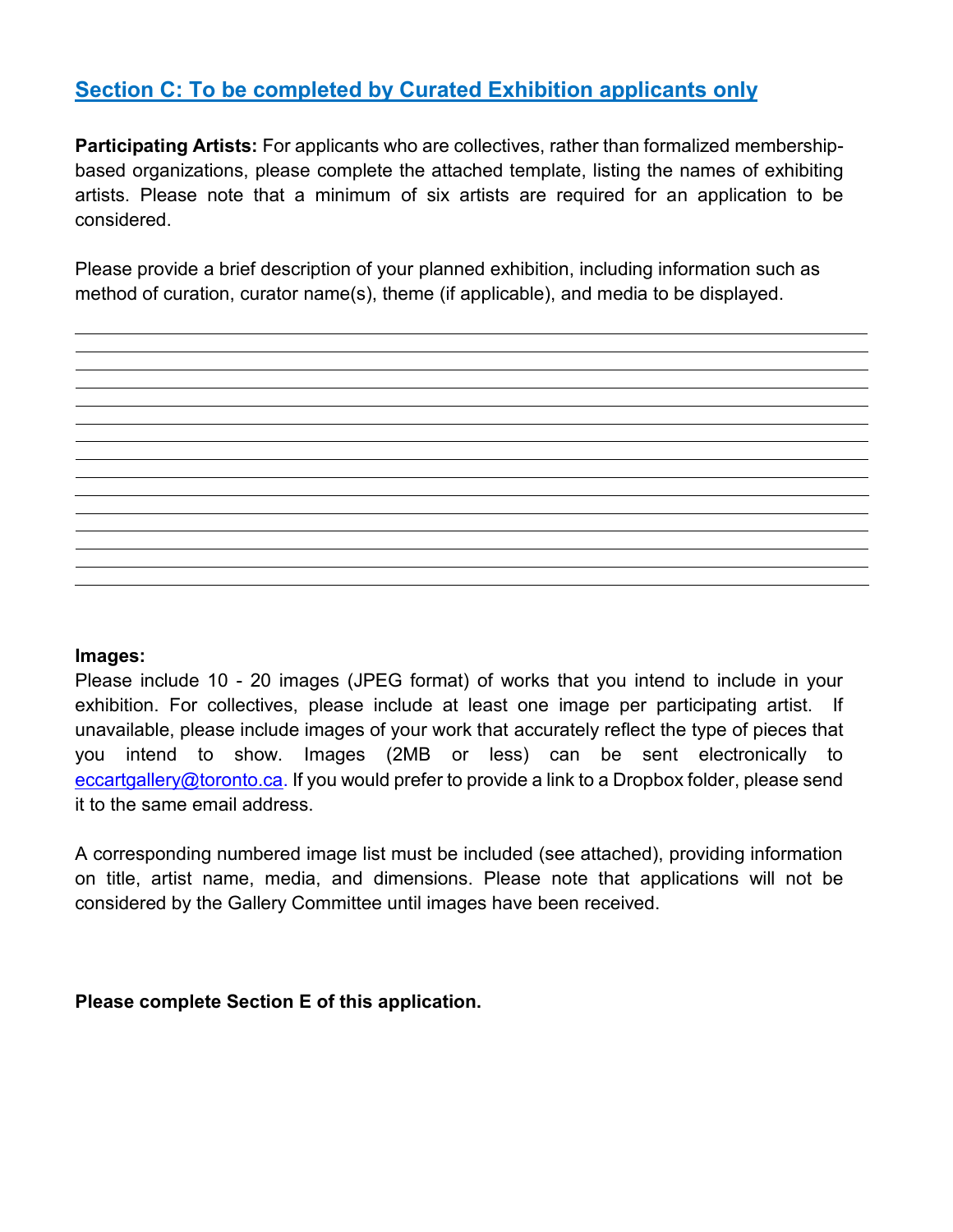## Section C: To be completed by Curated Exhibition applicants only

**Participating Artists:** For applicants who are collectives, rather than formalized membership-based organizations, please complete the attached template, listing the names of exhibiting artists. Please note that a minimum of six artists are required for an application to be considered.

Please provide a brief description of your planned exhibition, including information such as method of curation, curator name(s), theme (if applicable), and media to be displayed.

**Images:**
Please include 10 - 20 images (JPEG format) of works that you intend to include in your exhibition. For collectives, please include at least one image per participating artist. If unavailable, please include images of your work that accurately reflect the type of pieces that you intend to show. Images (2MB or less) can be sent electronically to eccartgallery@toronto.ca. If you would prefer to provide a link to a Dropbox folder, please send it to the same email address.

A corresponding numbered image list must be included (see attached), providing information on title, artist name, media, and dimensions. Please note that applications will not be considered by the Gallery Committee until images have been received.

**Please complete Section E of this application.**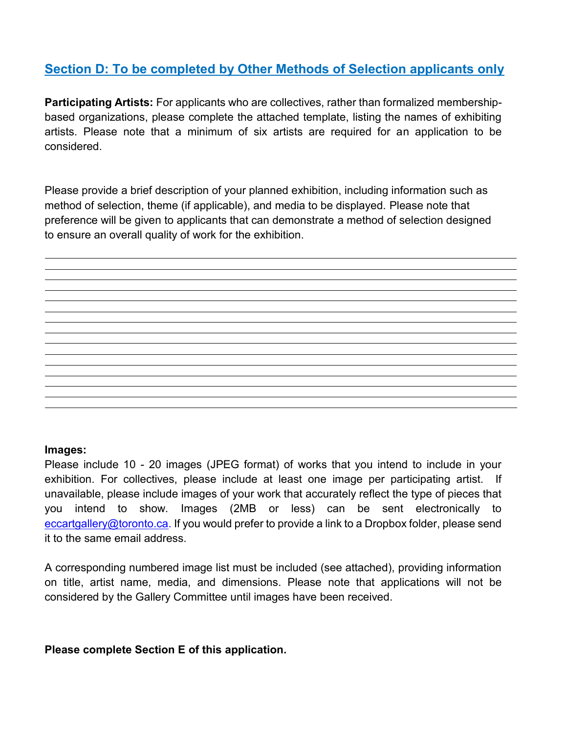## Section D: To be completed by Other Methods of Selection applicants only

**Participating Artists:** For applicants who are collectives, rather than formalized membership-based organizations, please complete the attached template, listing the names of exhibiting artists. Please note that a minimum of six artists are required for an application to be considered.

Please provide a brief description of your planned exhibition, including information such as method of selection, theme (if applicable), and media to be displayed. Please note that preference will be given to applicants that can demonstrate a method of selection designed to ensure an overall quality of work for the exhibition.

______________________________________________________________________________

______________________________________________________________________________

______________________________________________________________________________

______________________________________________________________________________

______________________________________________________________________________

______________________________________________________________________________

______________________________________________________________________________

______________________________________________________________________________

______________________________________________________________________________

______________________________________________________________________________

______________________________________________________________________________

______________________________________________________________________________

______________________________________________________________________________

______________________________________________________________________________

______________________________________________________________________________

**Images:**
Please include 10 - 20 images (JPEG format) of works that you intend to include in your exhibition. For collectives, please include at least one image per participating artist. If unavailable, please include images of your work that accurately reflect the type of pieces that you intend to show. Images (2MB or less) can be sent electronically to eccartgallery@toronto.ca. If you would prefer to provide a link to a Dropbox folder, please send it to the same email address.

A corresponding numbered image list must be included (see attached), providing information on title, artist name, media, and dimensions. Please note that applications will not be considered by the Gallery Committee until images have been received.

**Please complete Section E of this application.**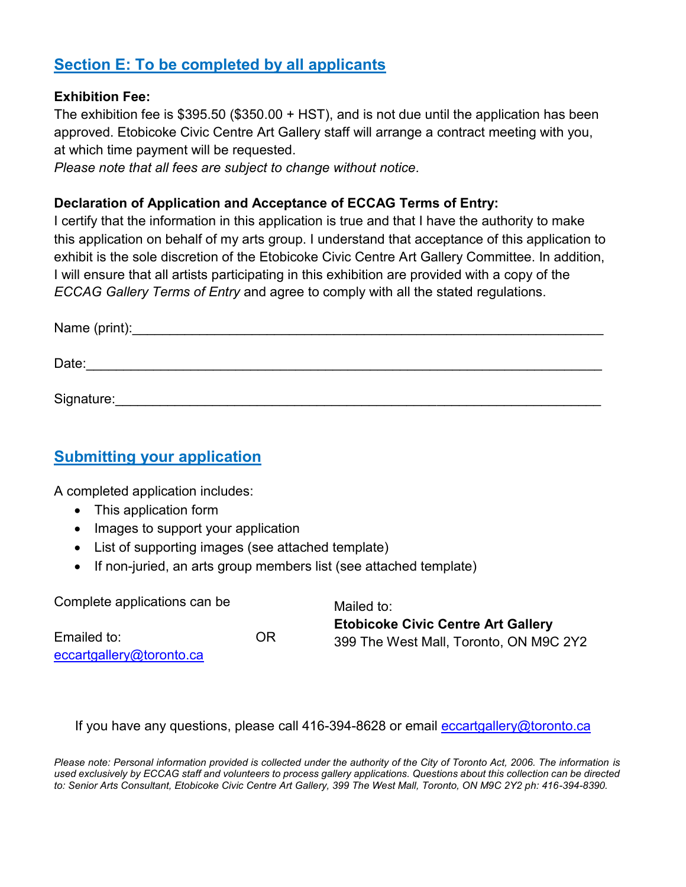## Section E: To be completed by all applicants

**Exhibition Fee:**
The exhibition fee is $395.50 ($350.00 + HST), and is not due until the application has been approved. Etobicoke Civic Centre Art Gallery staff will arrange a contract meeting with you, at which time payment will be requested.
*Please note that all fees are subject to change without notice.*

**Declaration of Application and Acceptance of ECCAG Terms of Entry:**
I certify that the information in this application is true and that I have the authority to make this application on behalf of my arts group. I understand that acceptance of this application to exhibit is the sole discretion of the Etobicoke Civic Centre Art Gallery Committee. In addition, I will ensure that all artists participating in this exhibition are provided with a copy of the *ECCAG Gallery Terms of Entry* and agree to comply with all the stated regulations.

Name (print):_______________________________________________

Date:_______________________________________________

Signature:_______________________________________________

## Submitting your application

A completed application includes:

- This application form
- Images to support your application
- List of supporting images (see attached template)
- If non-juried, an arts group members list (see attached template)

Complete applications can be

Emailed to:
eccartgallery@toronto.ca

OR

Mailed to:
**Etobicoke Civic Centre Art Gallery**
399 The West Mall, Toronto, ON M9C 2Y2

If you have any questions, please call 416-394-8628 or email eccartgallery@toronto.ca

*Please note: Personal information provided is collected under the authority of the City of Toronto Act, 2006. The information is used exclusively by ECCAG staff and volunteers to process gallery applications. Questions about this collection can be directed to: Senior Arts Consultant, Etobicoke Civic Centre Art Gallery, 399 The West Mall, Toronto, ON M9C 2Y2 ph: 416-394-8390.*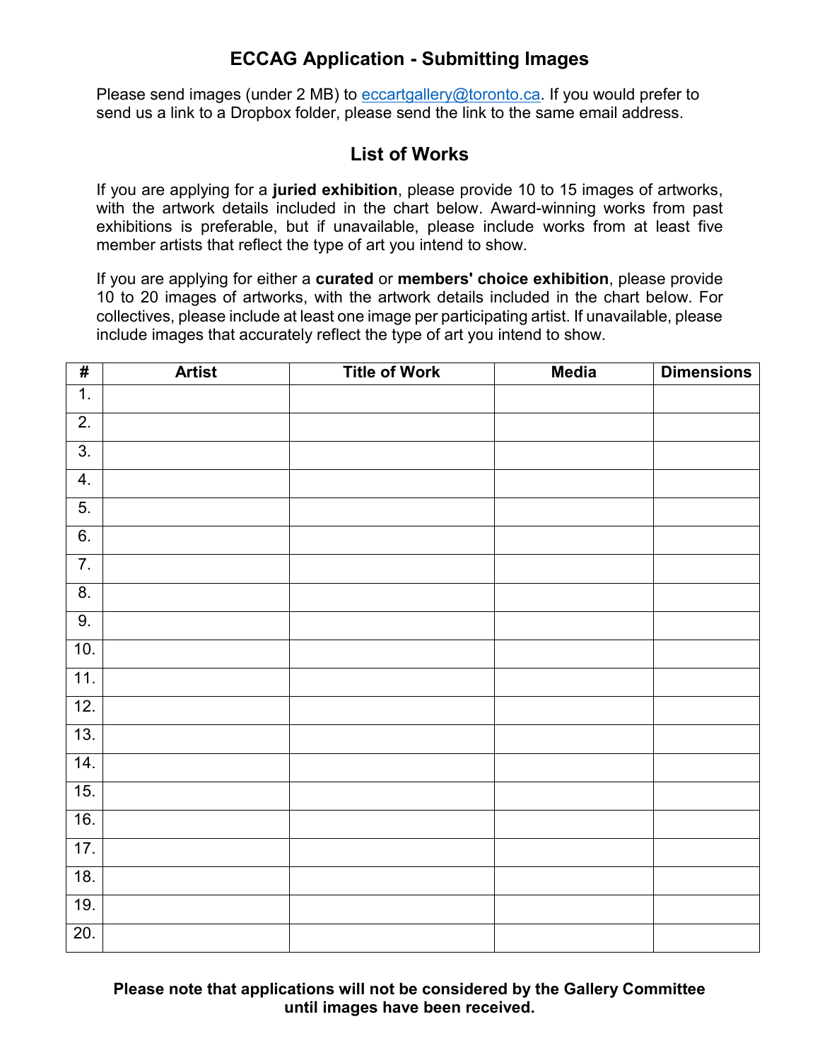## ECCAG Application - Submitting Images

Please send images (under 2 MB) to [eccartgallery@toronto.ca](mailto:eccartgallery@toronto.ca). If you would prefer to send us a link to a Dropbox folder, please send the link to the same email address.

## List of Works

If you are applying for a **juried exhibition**, please provide 10 to 15 images of artworks, with the artwork details included in the chart below. Award-winning works from past exhibitions is preferable, but if unavailable, please include works from at least five member artists that reflect the type of art you intend to show.

If you are applying for either a **curated** or **members' choice exhibition**, please provide 10 to 20 images of artworks, with the artwork details included in the chart below. For collectives, please include at least one image per participating artist. If unavailable, please include images that accurately reflect the type of art you intend to show.

| # | Artist | Title of Work | Media | Dimensions |
|---|---|---|---|---|
| 1. | | | | |
| 2. | | | | |
| 3. | | | | |
| 4. | | | | |
| 5. | | | | |
| 6. | | | | |
| 7. | | | | |
| 8. | | | | |
| 9. | | | | |
| 10. | | | | |
| 11. | | | | |
| 12. | | | | |
| 13. | | | | |
| 14. | | | | |
| 15. | | | | |
| 16. | | | | |
| 17. | | | | |
| 18. | | | | |
| 19. | | | | |
| 20. | | | | |

**Please note that applications will not be considered by the Gallery Committee until images have been received.**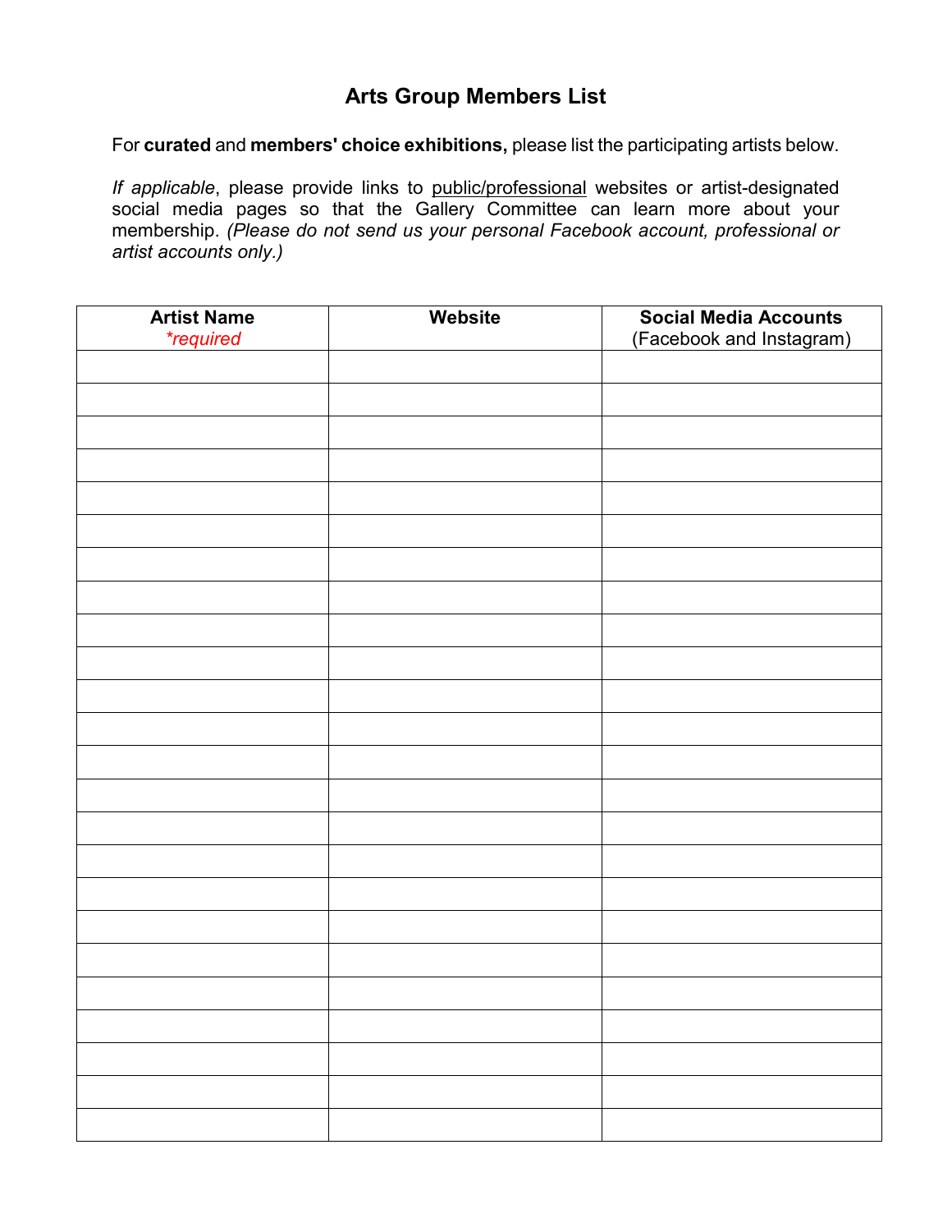# Arts Group Members List

For **curated** and **members' choice exhibitions,** please list the participating artists below.

*If applicable*, please provide links to public/professional websites or artist-designated social media pages so that the Gallery Committee can learn more about your membership. *(Please do not send us your personal Facebook account, professional or artist accounts only.)*

| **Artist Name** *\*required* | **Website** | **Social Media Accounts** (Facebook and Instagram) |
|---|---|---|
| | | |
| | | |
| | | |
| | | |
| | | |
| | | |
| | | |
| | | |
| | | |
| | | |
| | | |
| | | |
| | | |
| | | |
| | | |
| | | |
| | | |
| | | |
| | | |
| | | |
| | | |
| | | |
| | | |
| | | |